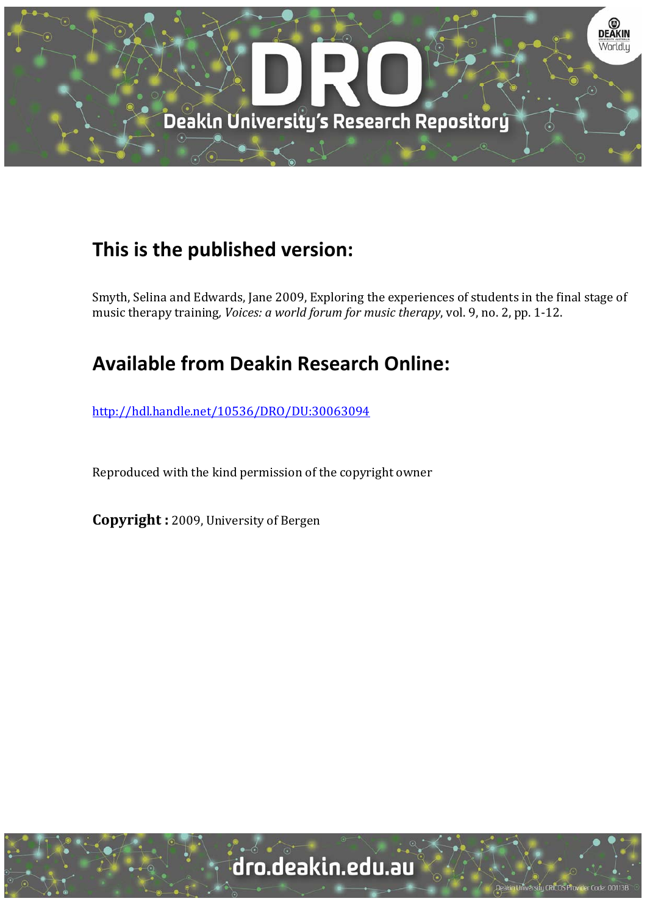## This is the published version:

Smyth, Selina and Edwards, Jane 2009, Exploring the experiences of students in the final stage of music therapy training, *Voices: a world forum for music therapy*, vol. 9, no. 2, pp. 1-12.

## Available from Deakin Research Online:

http://hdl.handle.net/10536/DRO/DU:30063094

Reproduced with the kind permission of the copyright owner

**Copyright :** 2009, University of Bergen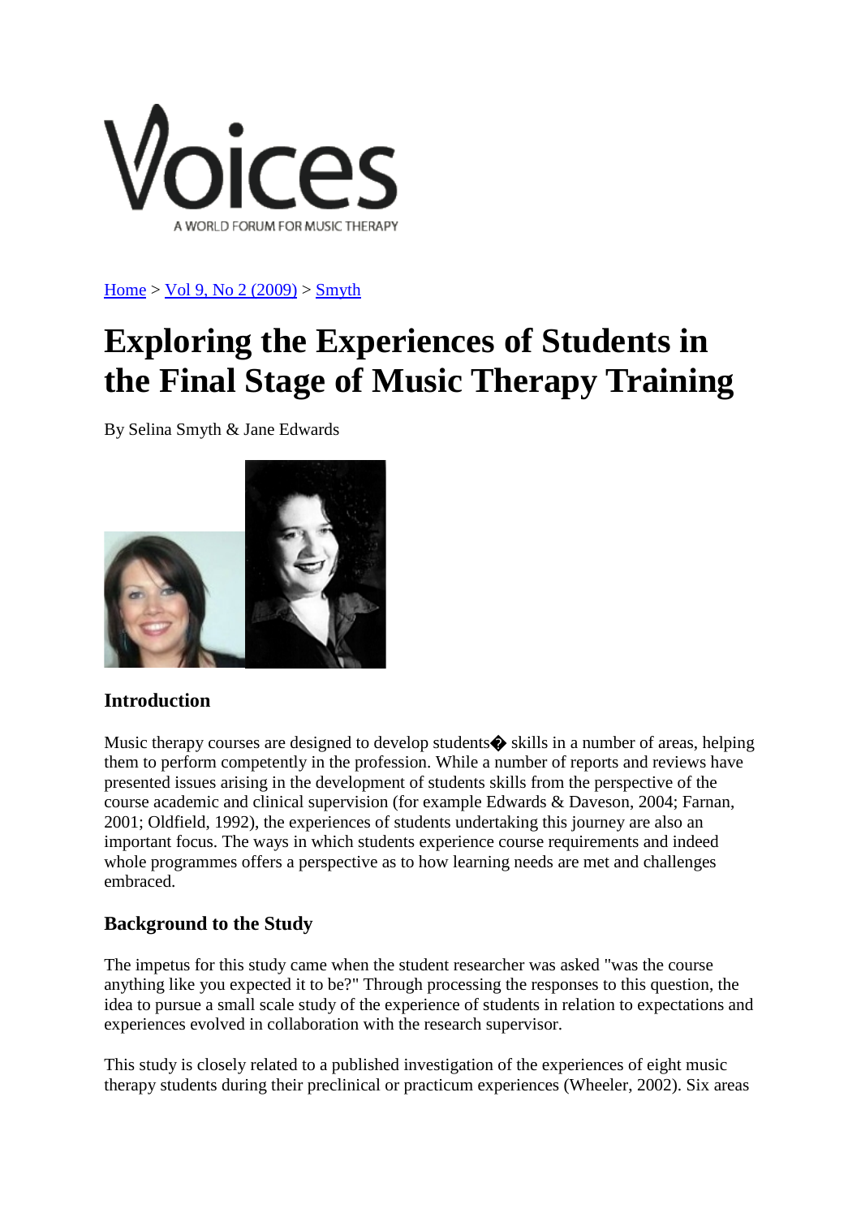Home > Vol 9, No 2 (2009) > Smyth

# Exploring the Experiences of Students in the Final Stage of Music Therapy Training

By Selina Smyth & Jane Edwards

### Introduction

Music therapy courses are designed to develop students� skills in a number of areas, helping them to perform competently in the profession. While a number of reports and reviews have presented issues arising in the development of students skills from the perspective of the course academic and clinical supervision (for example Edwards & Daveson, 2004; Farnan, 2001; Oldfield, 1992), the experiences of students undertaking this journey are also an important focus. The ways in which students experience course requirements and indeed whole programmes offers a perspective as to how learning needs are met and challenges embraced.

### Background to the Study

The impetus for this study came when the student researcher was asked "was the course anything like you expected it to be?" Through processing the responses to this question, the idea to pursue a small scale study of the experience of students in relation to expectations and experiences evolved in collaboration with the research supervisor.

This study is closely related to a published investigation of the experiences of eight music therapy students during their preclinical or practicum experiences (Wheeler, 2002). Six areas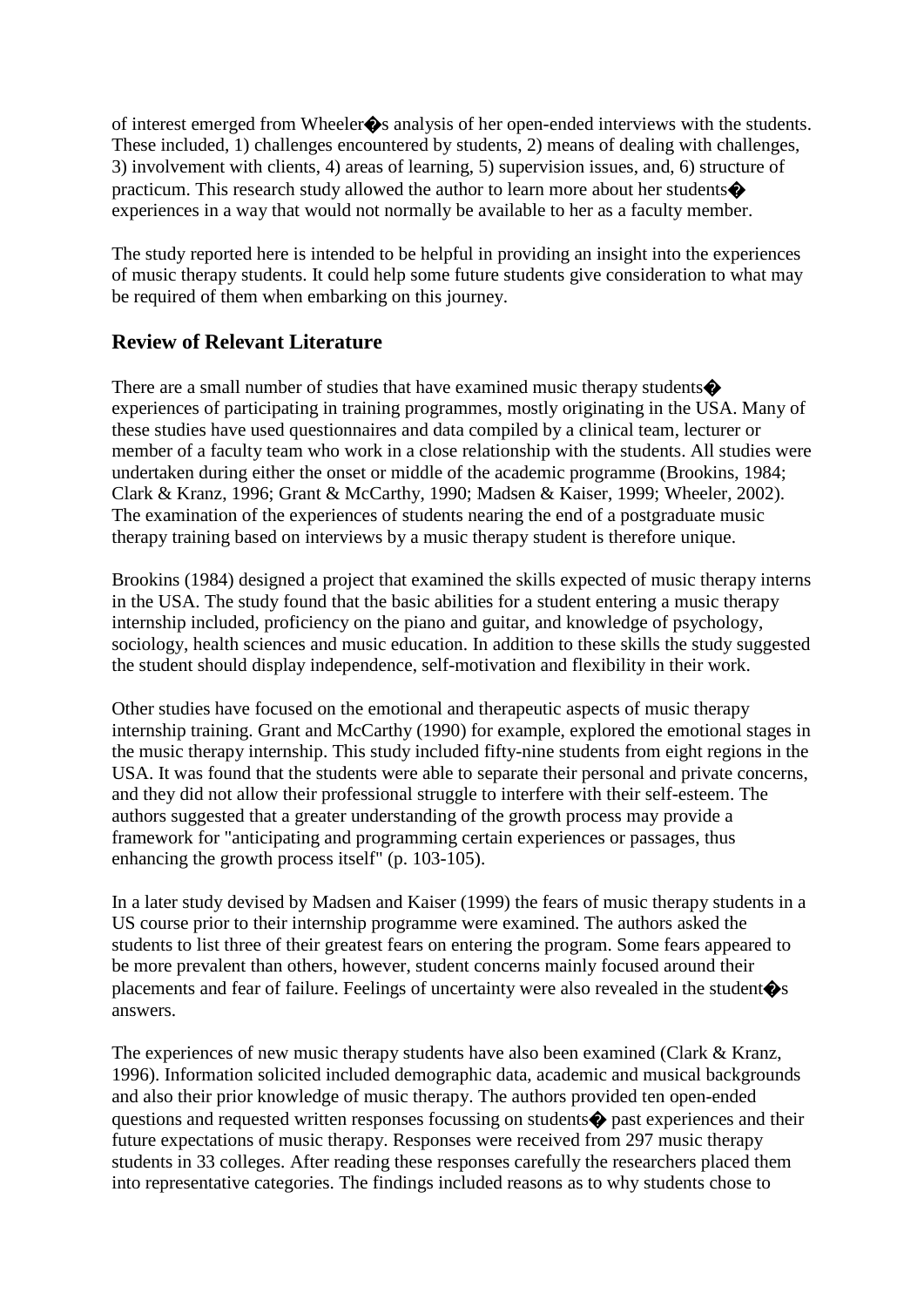of interest emerged from Wheeler�s analysis of her open-ended interviews with the students. These included, 1) challenges encountered by students, 2) means of dealing with challenges, 3) involvement with clients, 4) areas of learning, 5) supervision issues, and, 6) structure of practicum. This research study allowed the author to learn more about her students� experiences in a way that would not normally be available to her as a faculty member.

The study reported here is intended to be helpful in providing an insight into the experiences of music therapy students. It could help some future students give consideration to what may be required of them when embarking on this journey.

## Review of Relevant Literature

There are a small number of studies that have examined music therapy students� experiences of participating in training programmes, mostly originating in the USA. Many of these studies have used questionnaires and data compiled by a clinical team, lecturer or member of a faculty team who work in a close relationship with the students. All studies were undertaken during either the onset or middle of the academic programme (Brookins, 1984; Clark & Kranz, 1996; Grant & McCarthy, 1990; Madsen & Kaiser, 1999; Wheeler, 2002). The examination of the experiences of students nearing the end of a postgraduate music therapy training based on interviews by a music therapy student is therefore unique.

Brookins (1984) designed a project that examined the skills expected of music therapy interns in the USA. The study found that the basic abilities for a student entering a music therapy internship included, proficiency on the piano and guitar, and knowledge of psychology, sociology, health sciences and music education. In addition to these skills the study suggested the student should display independence, self-motivation and flexibility in their work.

Other studies have focused on the emotional and therapeutic aspects of music therapy internship training. Grant and McCarthy (1990) for example, explored the emotional stages in the music therapy internship. This study included fifty-nine students from eight regions in the USA. It was found that the students were able to separate their personal and private concerns, and they did not allow their professional struggle to interfere with their self-esteem. The authors suggested that a greater understanding of the growth process may provide a framework for "anticipating and programming certain experiences or passages, thus enhancing the growth process itself" (p. 103-105).

In a later study devised by Madsen and Kaiser (1999) the fears of music therapy students in a US course prior to their internship programme were examined. The authors asked the students to list three of their greatest fears on entering the program. Some fears appeared to be more prevalent than others, however, student concerns mainly focused around their placements and fear of failure. Feelings of uncertainty were also revealed in the student�s answers.

The experiences of new music therapy students have also been examined (Clark & Kranz, 1996). Information solicited included demographic data, academic and musical backgrounds and also their prior knowledge of music therapy. The authors provided ten open-ended questions and requested written responses focussing on students� past experiences and their future expectations of music therapy. Responses were received from 297 music therapy students in 33 colleges. After reading these responses carefully the researchers placed them into representative categories. The findings included reasons as to why students chose to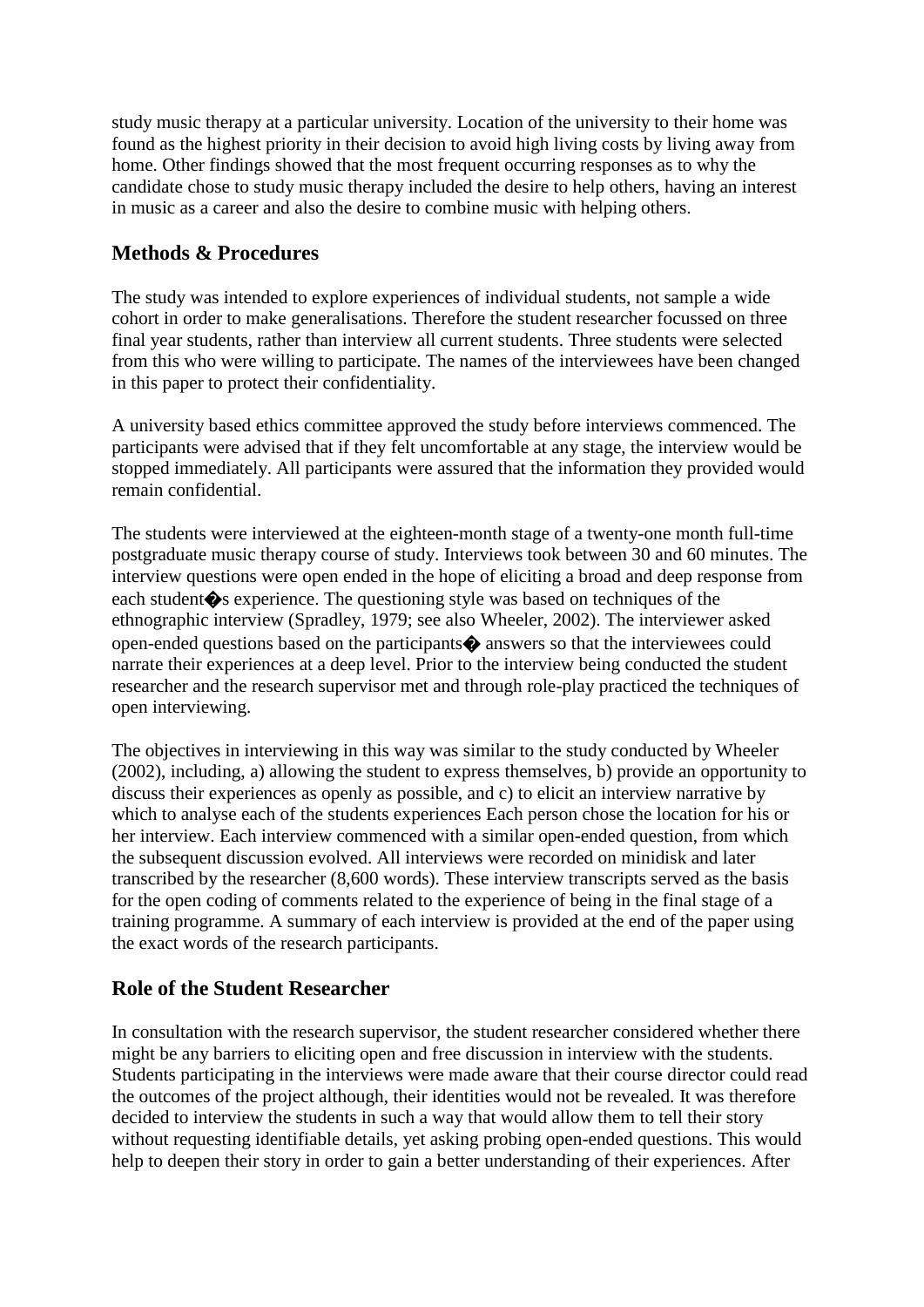study music therapy at a particular university. Location of the university to their home was found as the highest priority in their decision to avoid high living costs by living away from home. Other findings showed that the most frequent occurring responses as to why the candidate chose to study music therapy included the desire to help others, having an interest in music as a career and also the desire to combine music with helping others.

## Methods & Procedures

The study was intended to explore experiences of individual students, not sample a wide cohort in order to make generalisations. Therefore the student researcher focussed on three final year students, rather than interview all current students. Three students were selected from this who were willing to participate. The names of the interviewees have been changed in this paper to protect their confidentiality.

A university based ethics committee approved the study before interviews commenced. The participants were advised that if they felt uncomfortable at any stage, the interview would be stopped immediately. All participants were assured that the information they provided would remain confidential.

The students were interviewed at the eighteen-month stage of a twenty-one month full-time postgraduate music therapy course of study. Interviews took between 30 and 60 minutes. The interview questions were open ended in the hope of eliciting a broad and deep response from each student�s experience. The questioning style was based on techniques of the ethnographic interview (Spradley, 1979; see also Wheeler, 2002). The interviewer asked open-ended questions based on the participants� answers so that the interviewees could narrate their experiences at a deep level. Prior to the interview being conducted the student researcher and the research supervisor met and through role-play practiced the techniques of open interviewing.

The objectives in interviewing in this way was similar to the study conducted by Wheeler (2002), including, a) allowing the student to express themselves, b) provide an opportunity to discuss their experiences as openly as possible, and c) to elicit an interview narrative by which to analyse each of the students experiences Each person chose the location for his or her interview. Each interview commenced with a similar open-ended question, from which the subsequent discussion evolved. All interviews were recorded on minidisk and later transcribed by the researcher (8,600 words). These interview transcripts served as the basis for the open coding of comments related to the experience of being in the final stage of a training programme. A summary of each interview is provided at the end of the paper using the exact words of the research participants.

## Role of the Student Researcher

In consultation with the research supervisor, the student researcher considered whether there might be any barriers to eliciting open and free discussion in interview with the students. Students participating in the interviews were made aware that their course director could read the outcomes of the project although, their identities would not be revealed. It was therefore decided to interview the students in such a way that would allow them to tell their story without requesting identifiable details, yet asking probing open-ended questions. This would help to deepen their story in order to gain a better understanding of their experiences. After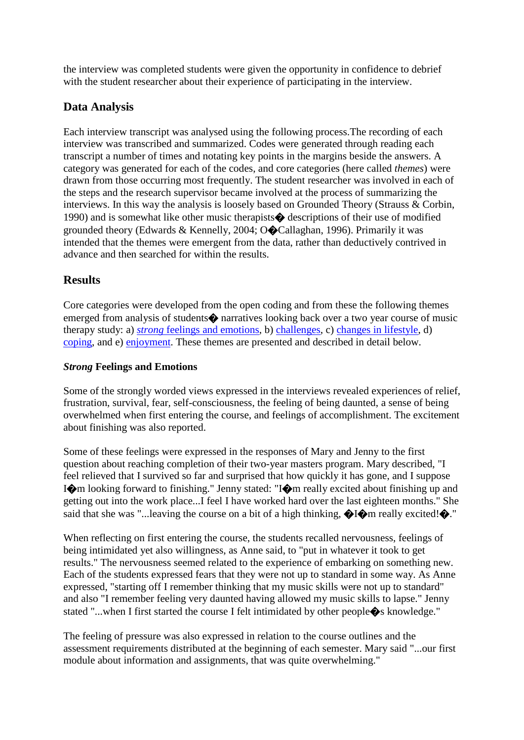the interview was completed students were given the opportunity in confidence to debrief with the student researcher about their experience of participating in the interview.

## Data Analysis

Each interview transcript was analysed using the following process.The recording of each interview was transcribed and summarized. Codes were generated through reading each transcript a number of times and notating key points in the margins beside the answers. A category was generated for each of the codes, and core categories (here called *themes*) were drawn from those occurring most frequently. The student researcher was involved in each of the steps and the research supervisor became involved at the process of summarizing the interviews. In this way the analysis is loosely based on Grounded Theory (Strauss & Corbin, 1990) and is somewhat like other music therapists� descriptions of their use of modified grounded theory (Edwards & Kennelly, 2004; O�Callaghan, 1996). Primarily it was intended that the themes were emergent from the data, rather than deductively contrived in advance and then searched for within the results.

## Results

Core categories were developed from the open coding and from these the following themes emerged from analysis of students� narratives looking back over a two year course of music therapy study: a) *strong* feelings and emotions, b) challenges, c) changes in lifestyle, d) coping, and e) enjoyment. These themes are presented and described in detail below.

### *Strong* Feelings and Emotions

Some of the strongly worded views expressed in the interviews revealed experiences of relief, frustration, survival, fear, self-consciousness, the feeling of being daunted, a sense of being overwhelmed when first entering the course, and feelings of accomplishment. The excitement about finishing was also reported.

Some of these feelings were expressed in the responses of Mary and Jenny to the first question about reaching completion of their two-year masters program. Mary described, "I feel relieved that I survived so far and surprised that how quickly it has gone, and I suppose I�m looking forward to finishing." Jenny stated: "I�m really excited about finishing up and getting out into the work place...I feel I have worked hard over the last eighteen months." She said that she was "...leaving the course on a bit of a high thinking, �I�m really excited!�."

When reflecting on first entering the course, the students recalled nervousness, feelings of being intimidated yet also willingness, as Anne said, to "put in whatever it took to get results." The nervousness seemed related to the experience of embarking on something new. Each of the students expressed fears that they were not up to standard in some way. As Anne expressed, "starting off I remember thinking that my music skills were not up to standard" and also "I remember feeling very daunted having allowed my music skills to lapse." Jenny stated "...when I first started the course I felt intimidated by other people�s knowledge."

The feeling of pressure was also expressed in relation to the course outlines and the assessment requirements distributed at the beginning of each semester. Mary said "...our first module about information and assignments, that was quite overwhelming."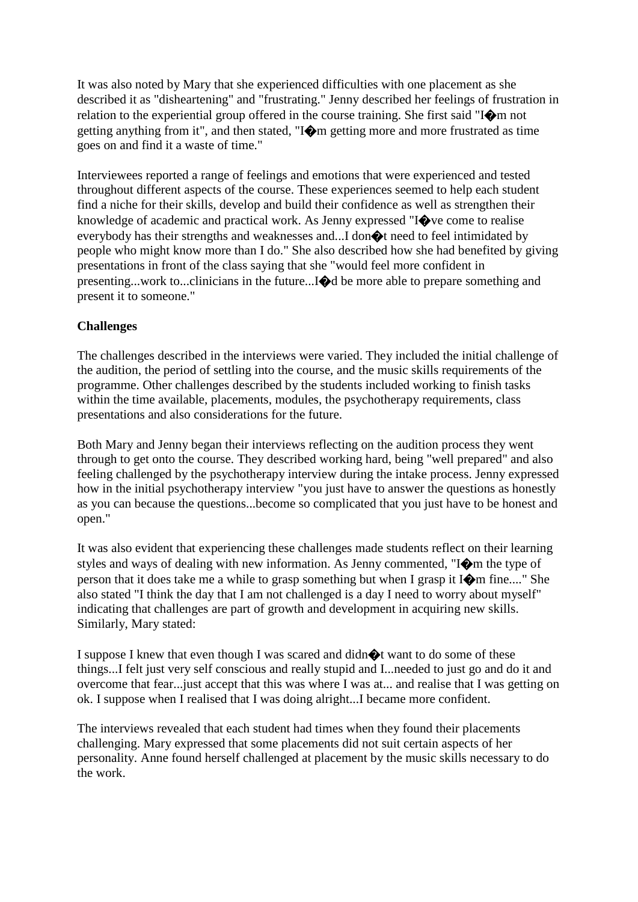It was also noted by Mary that she experienced difficulties with one placement as she described it as "disheartening" and "frustrating." Jenny described her feelings of frustration in relation to the experiential group offered in the course training. She first said "I�m not getting anything from it", and then stated, "I�m getting more and more frustrated as time goes on and find it a waste of time."

Interviewees reported a range of feelings and emotions that were experienced and tested throughout different aspects of the course. These experiences seemed to help each student find a niche for their skills, develop and build their confidence as well as strengthen their knowledge of academic and practical work. As Jenny expressed "I�ve come to realise everybody has their strengths and weaknesses and...I don�t need to feel intimidated by people who might know more than I do." She also described how she had benefited by giving presentations in front of the class saying that she "would feel more confident in presenting...work to...clinicians in the future...I�d be more able to prepare something and present it to someone."

**Challenges**

The challenges described in the interviews were varied. They included the initial challenge of the audition, the period of settling into the course, and the music skills requirements of the programme. Other challenges described by the students included working to finish tasks within the time available, placements, modules, the psychotherapy requirements, class presentations and also considerations for the future.

Both Mary and Jenny began their interviews reflecting on the audition process they went through to get onto the course. They described working hard, being "well prepared" and also feeling challenged by the psychotherapy interview during the intake process. Jenny expressed how in the initial psychotherapy interview "you just have to answer the questions as honestly as you can because the questions...become so complicated that you just have to be honest and open."

It was also evident that experiencing these challenges made students reflect on their learning styles and ways of dealing with new information. As Jenny commented, "I�m the type of person that it does take me a while to grasp something but when I grasp it I�m fine...." She also stated "I think the day that I am not challenged is a day I need to worry about myself" indicating that challenges are part of growth and development in acquiring new skills. Similarly, Mary stated:

I suppose I knew that even though I was scared and didn�t want to do some of these things...I felt just very self conscious and really stupid and I...needed to just go and do it and overcome that fear...just accept that this was where I was at... and realise that I was getting on ok. I suppose when I realised that I was doing alright...I became more confident.

The interviews revealed that each student had times when they found their placements challenging. Mary expressed that some placements did not suit certain aspects of her personality. Anne found herself challenged at placement by the music skills necessary to do the work.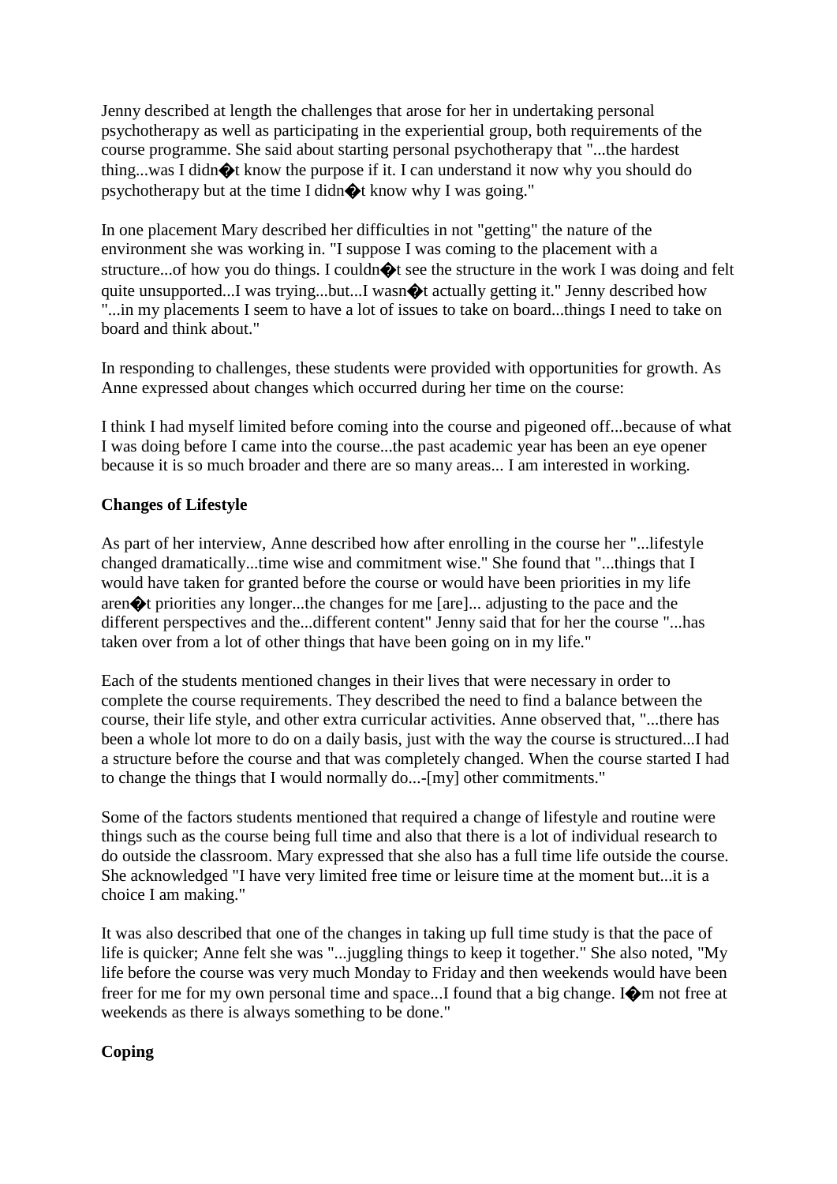Jenny described at length the challenges that arose for her in undertaking personal psychotherapy as well as participating in the experiential group, both requirements of the course programme. She said about starting personal psychotherapy that "...the hardest thing...was I didn�t know the purpose if it. I can understand it now why you should do psychotherapy but at the time I didn�t know why I was going."

In one placement Mary described her difficulties in not "getting" the nature of the environment she was working in. "I suppose I was coming to the placement with a structure...of how you do things. I couldn�t see the structure in the work I was doing and felt quite unsupported...I was trying...but...I wasn�t actually getting it." Jenny described how "...in my placements I seem to have a lot of issues to take on board...things I need to take on board and think about."

In responding to challenges, these students were provided with opportunities for growth. As Anne expressed about changes which occurred during her time on the course:

I think I had myself limited before coming into the course and pigeoned off...because of what I was doing before I came into the course...the past academic year has been an eye opener because it is so much broader and there are so many areas... I am interested in working.

**Changes of Lifestyle**

As part of her interview, Anne described how after enrolling in the course her "...lifestyle changed dramatically...time wise and commitment wise." She found that "...things that I would have taken for granted before the course or would have been priorities in my life aren�t priorities any longer...the changes for me [are]... adjusting to the pace and the different perspectives and the...different content" Jenny said that for her the course "...has taken over from a lot of other things that have been going on in my life."

Each of the students mentioned changes in their lives that were necessary in order to complete the course requirements. They described the need to find a balance between the course, their life style, and other extra curricular activities. Anne observed that, "...there has been a whole lot more to do on a daily basis, just with the way the course is structured...I had a structure before the course and that was completely changed. When the course started I had to change the things that I would normally do...-[my] other commitments."

Some of the factors students mentioned that required a change of lifestyle and routine were things such as the course being full time and also that there is a lot of individual research to do outside the classroom. Mary expressed that she also has a full time life outside the course. She acknowledged "I have very limited free time or leisure time at the moment but...it is a choice I am making."

It was also described that one of the changes in taking up full time study is that the pace of life is quicker; Anne felt she was "...juggling things to keep it together." She also noted, "My life before the course was very much Monday to Friday and then weekends would have been freer for me for my own personal time and space...I found that a big change. I�m not free at weekends as there is always something to be done."

**Coping**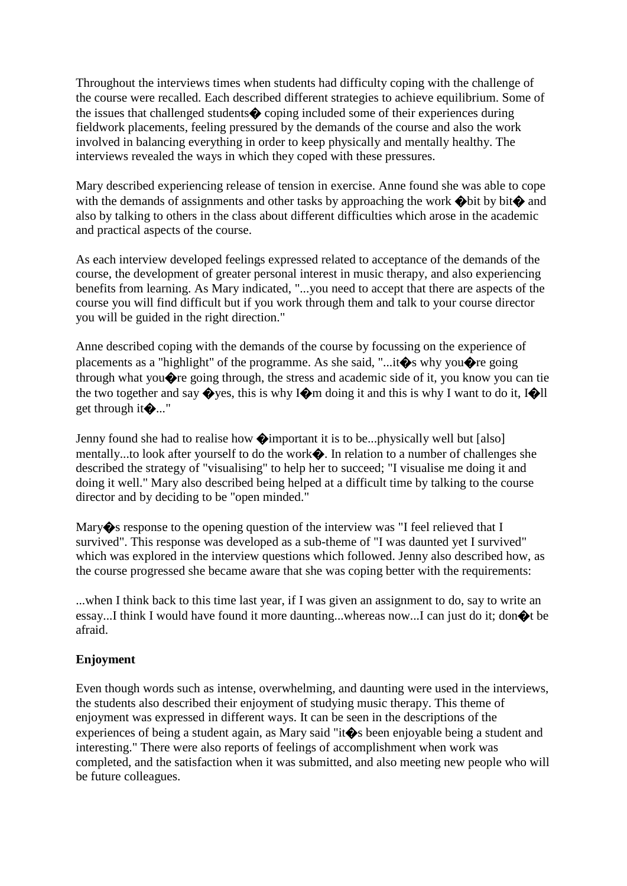Throughout the interviews times when students had difficulty coping with the challenge of the course were recalled. Each described different strategies to achieve equilibrium. Some of the issues that challenged students� coping included some of their experiences during fieldwork placements, feeling pressured by the demands of the course and also the work involved in balancing everything in order to keep physically and mentally healthy. The interviews revealed the ways in which they coped with these pressures.

Mary described experiencing release of tension in exercise. Anne found she was able to cope with the demands of assignments and other tasks by approaching the work �bit by bit� and also by talking to others in the class about different difficulties which arose in the academic and practical aspects of the course.

As each interview developed feelings expressed related to acceptance of the demands of the course, the development of greater personal interest in music therapy, and also experiencing benefits from learning. As Mary indicated, "...you need to accept that there are aspects of the course you will find difficult but if you work through them and talk to your course director you will be guided in the right direction."

Anne described coping with the demands of the course by focussing on the experience of placements as a "highlight" of the programme. As she said, "...it�s why you�re going through what you�re going through, the stress and academic side of it, you know you can tie the two together and say �yes, this is why I�m doing it and this is why I want to do it, I�ll get through it�..."

Jenny found she had to realise how �important it is to be...physically well but [also] mentally...to look after yourself to do the work�. In relation to a number of challenges she described the strategy of "visualising" to help her to succeed; "I visualise me doing it and doing it well." Mary also described being helped at a difficult time by talking to the course director and by deciding to be "open minded."

Mary�s response to the opening question of the interview was "I feel relieved that I survived". This response was developed as a sub-theme of "I was daunted yet I survived" which was explored in the interview questions which followed. Jenny also described how, as the course progressed she became aware that she was coping better with the requirements:

...when I think back to this time last year, if I was given an assignment to do, say to write an essay...I think I would have found it more daunting...whereas now...I can just do it; don�t be afraid.

**Enjoyment**

Even though words such as intense, overwhelming, and daunting were used in the interviews, the students also described their enjoyment of studying music therapy. This theme of enjoyment was expressed in different ways. It can be seen in the descriptions of the experiences of being a student again, as Mary said "it�s been enjoyable being a student and interesting." There were also reports of feelings of accomplishment when work was completed, and the satisfaction when it was submitted, and also meeting new people who will be future colleagues.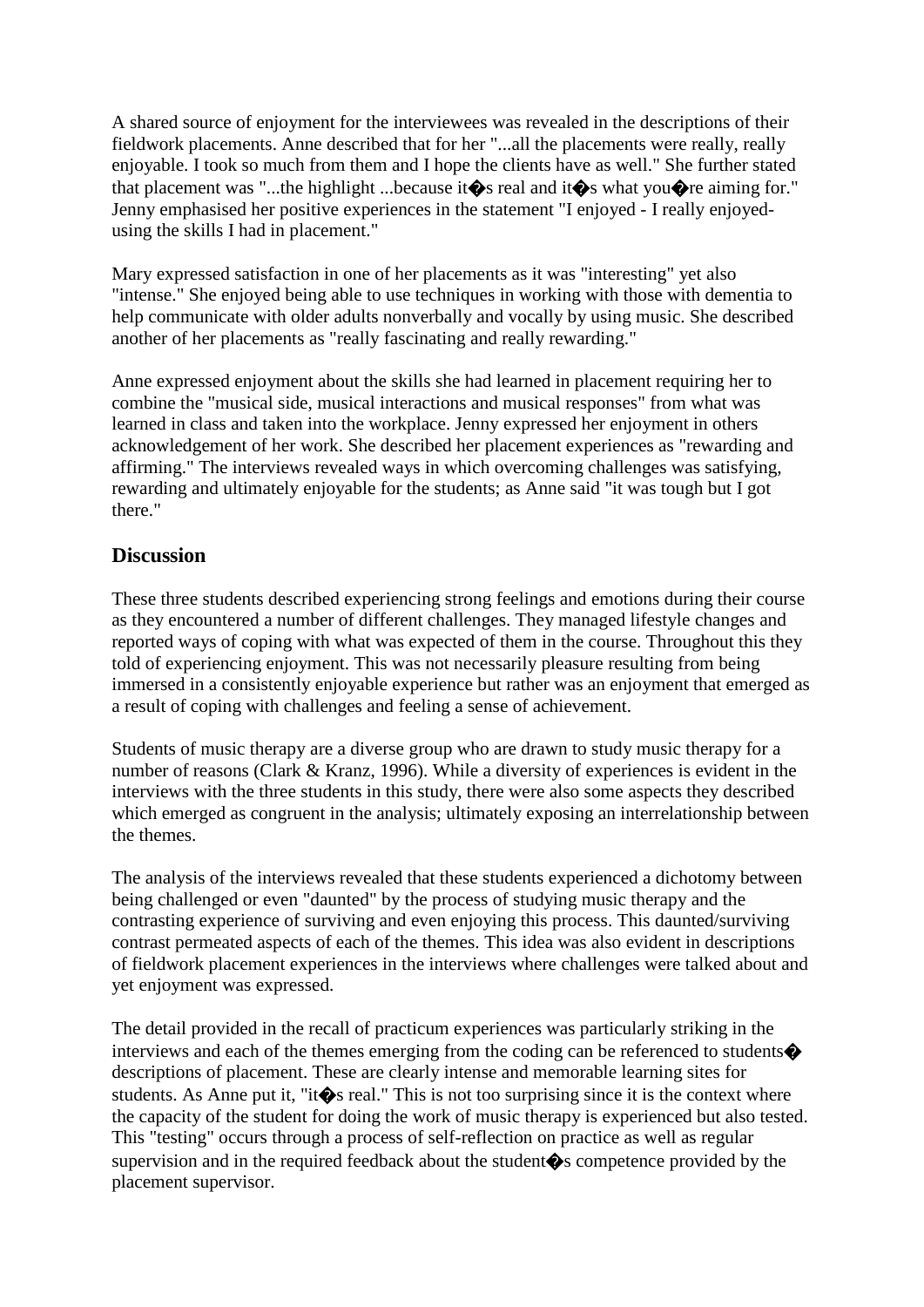A shared source of enjoyment for the interviewees was revealed in the descriptions of their fieldwork placements. Anne described that for her "...all the placements were really, really enjoyable. I took so much from them and I hope the clients have as well." She further stated that placement was "...the highlight ...because it�s real and it�s what you�re aiming for." Jenny emphasised her positive experiences in the statement "I enjoyed - I really enjoyed- using the skills I had in placement."

Mary expressed satisfaction in one of her placements as it was "interesting" yet also "intense." She enjoyed being able to use techniques in working with those with dementia to help communicate with older adults nonverbally and vocally by using music. She described another of her placements as "really fascinating and really rewarding."

Anne expressed enjoyment about the skills she had learned in placement requiring her to combine the "musical side, musical interactions and musical responses" from what was learned in class and taken into the workplace. Jenny expressed her enjoyment in others acknowledgement of her work. She described her placement experiences as "rewarding and affirming." The interviews revealed ways in which overcoming challenges was satisfying, rewarding and ultimately enjoyable for the students; as Anne said "it was tough but I got there."

## Discussion

These three students described experiencing strong feelings and emotions during their course as they encountered a number of different challenges. They managed lifestyle changes and reported ways of coping with what was expected of them in the course. Throughout this they told of experiencing enjoyment. This was not necessarily pleasure resulting from being immersed in a consistently enjoyable experience but rather was an enjoyment that emerged as a result of coping with challenges and feeling a sense of achievement.

Students of music therapy are a diverse group who are drawn to study music therapy for a number of reasons (Clark & Kranz, 1996). While a diversity of experiences is evident in the interviews with the three students in this study, there were also some aspects they described which emerged as congruent in the analysis; ultimately exposing an interrelationship between the themes.

The analysis of the interviews revealed that these students experienced a dichotomy between being challenged or even "daunted" by the process of studying music therapy and the contrasting experience of surviving and even enjoying this process. This daunted/surviving contrast permeated aspects of each of the themes. This idea was also evident in descriptions of fieldwork placement experiences in the interviews where challenges were talked about and yet enjoyment was expressed.

The detail provided in the recall of practicum experiences was particularly striking in the interviews and each of the themes emerging from the coding can be referenced to students� descriptions of placement. These are clearly intense and memorable learning sites for students. As Anne put it, "it�s real." This is not too surprising since it is the context where the capacity of the student for doing the work of music therapy is experienced but also tested. This "testing" occurs through a process of self-reflection on practice as well as regular supervision and in the required feedback about the student�s competence provided by the placement supervisor.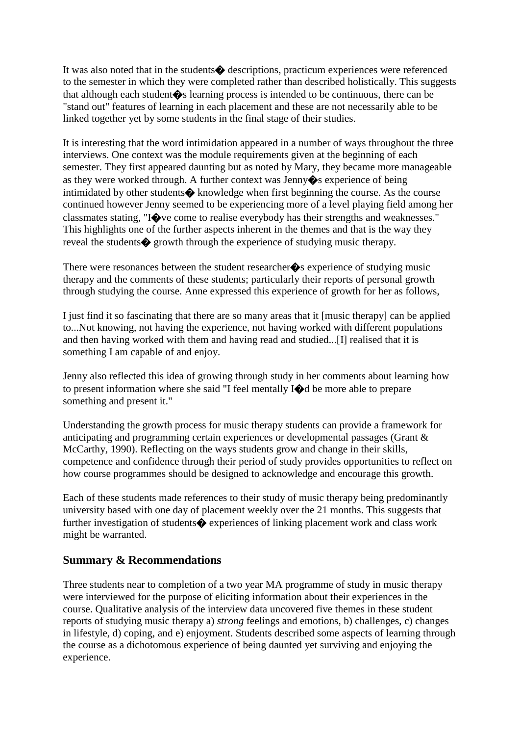It was also noted that in the students� descriptions, practicum experiences were referenced to the semester in which they were completed rather than described holistically. This suggests that although each student�s learning process is intended to be continuous, there can be "stand out" features of learning in each placement and these are not necessarily able to be linked together yet by some students in the final stage of their studies.

It is interesting that the word intimidation appeared in a number of ways throughout the three interviews. One context was the module requirements given at the beginning of each semester. They first appeared daunting but as noted by Mary, they became more manageable as they were worked through. A further context was Jenny�s experience of being intimidated by other students� knowledge when first beginning the course. As the course continued however Jenny seemed to be experiencing more of a level playing field among her classmates stating, "I�ve come to realise everybody has their strengths and weaknesses." This highlights one of the further aspects inherent in the themes and that is the way they reveal the students� growth through the experience of studying music therapy.

There were resonances between the student researcher�s experience of studying music therapy and the comments of these students; particularly their reports of personal growth through studying the course. Anne expressed this experience of growth for her as follows,

I just find it so fascinating that there are so many areas that it [music therapy] can be applied to...Not knowing, not having the experience, not having worked with different populations and then having worked with them and having read and studied...[I] realised that it is something I am capable of and enjoy.

Jenny also reflected this idea of growing through study in her comments about learning how to present information where she said "I feel mentally I�d be more able to prepare something and present it."

Understanding the growth process for music therapy students can provide a framework for anticipating and programming certain experiences or developmental passages (Grant & McCarthy, 1990). Reflecting on the ways students grow and change in their skills, competence and confidence through their period of study provides opportunities to reflect on how course programmes should be designed to acknowledge and encourage this growth.

Each of these students made references to their study of music therapy being predominantly university based with one day of placement weekly over the 21 months. This suggests that further investigation of students� experiences of linking placement work and class work might be warranted.

## Summary & Recommendations

Three students near to completion of a two year MA programme of study in music therapy were interviewed for the purpose of eliciting information about their experiences in the course. Qualitative analysis of the interview data uncovered five themes in these student reports of studying music therapy a) *strong* feelings and emotions, b) challenges, c) changes in lifestyle, d) coping, and e) enjoyment. Students described some aspects of learning through the course as a dichotomous experience of being daunted yet surviving and enjoying the experience.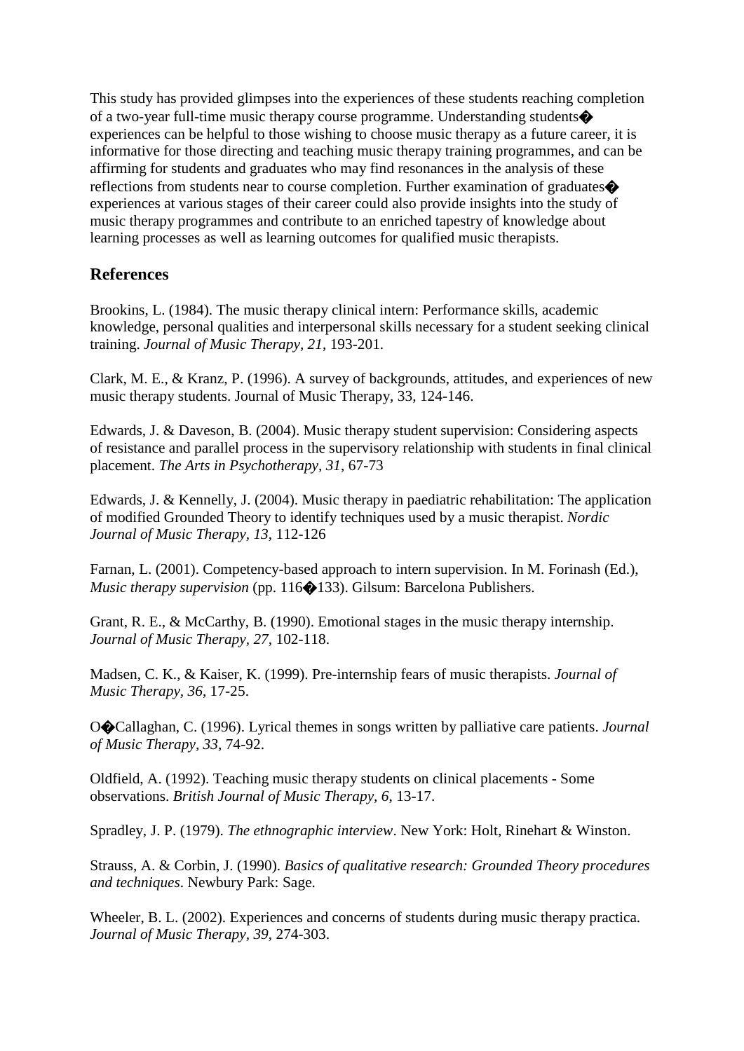This study has provided glimpses into the experiences of these students reaching completion of a two-year full-time music therapy course programme. Understanding students� experiences can be helpful to those wishing to choose music therapy as a future career, it is informative for those directing and teaching music therapy training programmes, and can be affirming for students and graduates who may find resonances in the analysis of these reflections from students near to course completion. Further examination of graduates� experiences at various stages of their career could also provide insights into the study of music therapy programmes and contribute to an enriched tapestry of knowledge about learning processes as well as learning outcomes for qualified music therapists.

## References

Brookins, L. (1984). The music therapy clinical intern: Performance skills, academic knowledge, personal qualities and interpersonal skills necessary for a student seeking clinical training. *Journal of Music Therapy, 21*, 193-201.

Clark, M. E., & Kranz, P. (1996). A survey of backgrounds, attitudes, and experiences of new music therapy students. Journal of Music Therapy, 33, 124-146.

Edwards, J. & Daveson, B. (2004). Music therapy student supervision: Considering aspects of resistance and parallel process in the supervisory relationship with students in final clinical placement. *The Arts in Psychotherapy, 31*, 67-73

Edwards, J. & Kennelly, J. (2004). Music therapy in paediatric rehabilitation: The application of modified Grounded Theory to identify techniques used by a music therapist. *Nordic Journal of Music Therapy, 13*, 112-126

Farnan, L. (2001). Competency-based approach to intern supervision. In M. Forinash (Ed.), *Music therapy supervision* (pp. 116�133). Gilsum: Barcelona Publishers.

Grant, R. E., & McCarthy, B. (1990). Emotional stages in the music therapy internship. *Journal of Music Therapy, 27*, 102-118.

Madsen, C. K., & Kaiser, K. (1999). Pre-internship fears of music therapists. *Journal of Music Therapy, 36*, 17-25.

O�Callaghan, C. (1996). Lyrical themes in songs written by palliative care patients. *Journal of Music Therapy, 33*, 74-92.

Oldfield, A. (1992). Teaching music therapy students on clinical placements - Some observations. *British Journal of Music Therapy, 6*, 13-17.

Spradley, J. P. (1979). *The ethnographic interview*. New York: Holt, Rinehart & Winston.

Strauss, A. & Corbin, J. (1990). *Basics of qualitative research: Grounded Theory procedures and techniques*. Newbury Park: Sage.

Wheeler, B. L. (2002). Experiences and concerns of students during music therapy practica. *Journal of Music Therapy, 39*, 274-303.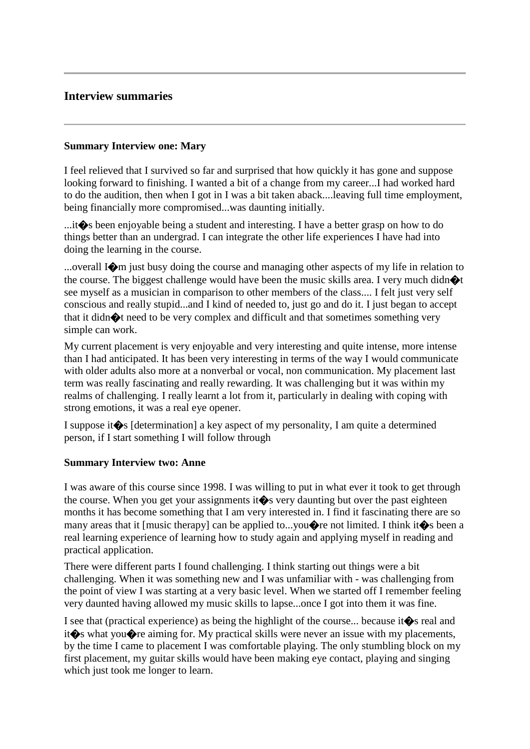---

## Interview summaries

---

### Summary Interview one: Mary

I feel relieved that I survived so far and surprised that how quickly it has gone and suppose looking forward to finishing. I wanted a bit of a change from my career...I had worked hard to do the audition, then when I got in I was a bit taken aback....leaving full time employment, being financially more compromised...was daunting initially.

...it�s been enjoyable being a student and interesting. I have a better grasp on how to do things better than an undergrad. I can integrate the other life experiences I have had into doing the learning in the course.

...overall I�m just busy doing the course and managing other aspects of my life in relation to the course. The biggest challenge would have been the music skills area. I very much didn�t see myself as a musician in comparison to other members of the class.... I felt just very self conscious and really stupid...and I kind of needed to, just go and do it. I just began to accept that it didn�t need to be very complex and difficult and that sometimes something very simple can work.

My current placement is very enjoyable and very interesting and quite intense, more intense than I had anticipated. It has been very interesting in terms of the way I would communicate with older adults also more at a nonverbal or vocal, non communication. My placement last term was really fascinating and really rewarding. It was challenging but it was within my realms of challenging. I really learnt a lot from it, particularly in dealing with coping with strong emotions, it was a real eye opener.

I suppose it�s [determination] a key aspect of my personality, I am quite a determined person, if I start something I will follow through

### Summary Interview two: Anne

I was aware of this course since 1998. I was willing to put in what ever it took to get through the course. When you get your assignments it�s very daunting but over the past eighteen months it has become something that I am very interested in. I find it fascinating there are so many areas that it [music therapy] can be applied to...you�re not limited. I think it�s been a real learning experience of learning how to study again and applying myself in reading and practical application.

There were different parts I found challenging. I think starting out things were a bit challenging. When it was something new and I was unfamiliar with - was challenging from the point of view I was starting at a very basic level. When we started off I remember feeling very daunted having allowed my music skills to lapse...once I got into them it was fine.

I see that (practical experience) as being the highlight of the course... because it�s real and it�s what you�re aiming for. My practical skills were never an issue with my placements, by the time I came to placement I was comfortable playing. The only stumbling block on my first placement, my guitar skills would have been making eye contact, playing and singing which just took me longer to learn.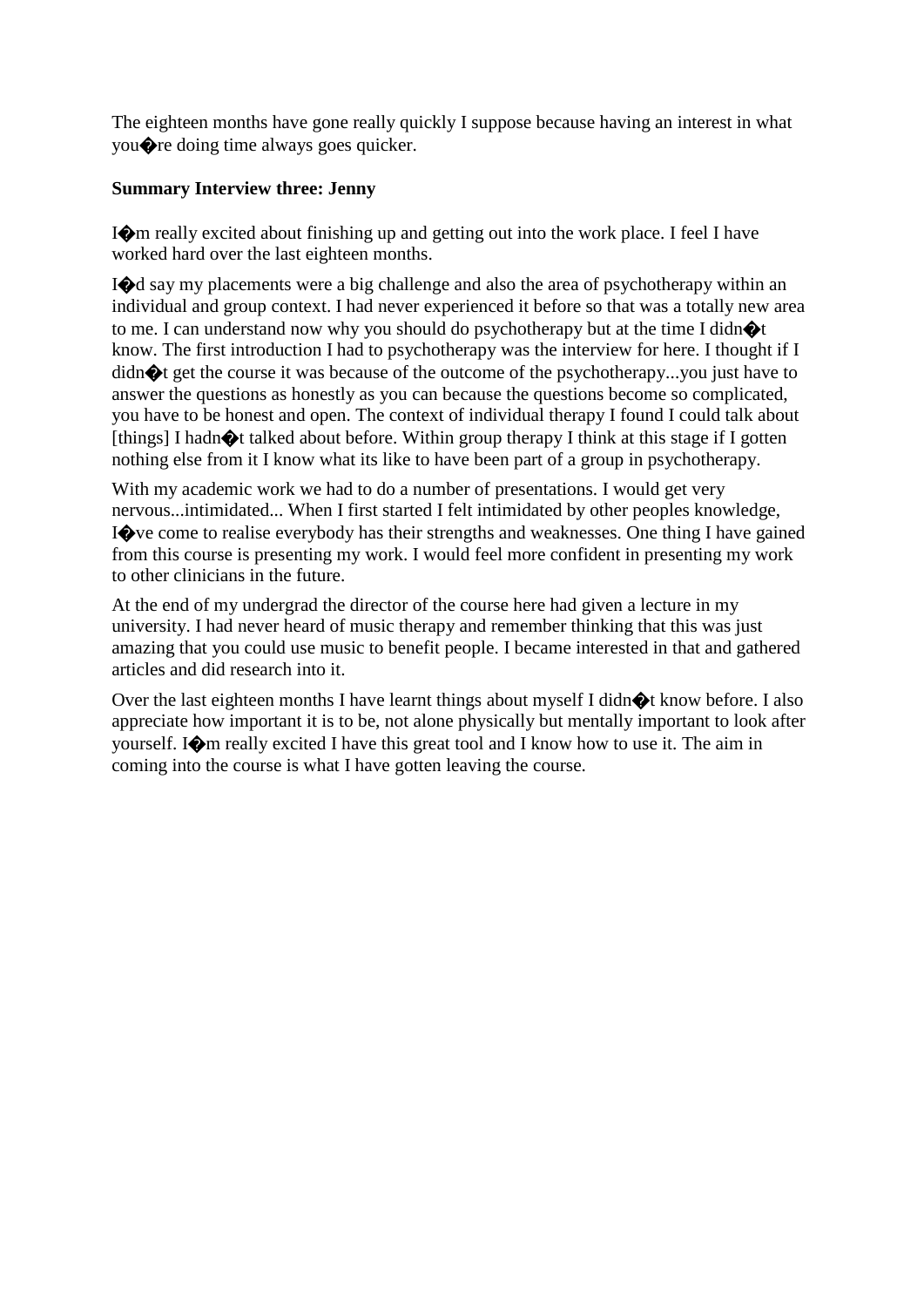The eighteen months have gone really quickly I suppose because having an interest in what you�re doing time always goes quicker.

**Summary Interview three: Jenny**

I�m really excited about finishing up and getting out into the work place. I feel I have worked hard over the last eighteen months.

I�d say my placements were a big challenge and also the area of psychotherapy within an individual and group context. I had never experienced it before so that was a totally new area to me. I can understand now why you should do psychotherapy but at the time I didn�t know. The first introduction I had to psychotherapy was the interview for here. I thought if I didn�t get the course it was because of the outcome of the psychotherapy...you just have to answer the questions as honestly as you can because the questions become so complicated, you have to be honest and open. The context of individual therapy I found I could talk about [things] I hadn�t talked about before. Within group therapy I think at this stage if I gotten nothing else from it I know what its like to have been part of a group in psychotherapy.

With my academic work we had to do a number of presentations. I would get very nervous...intimidated... When I first started I felt intimidated by other peoples knowledge, I�ve come to realise everybody has their strengths and weaknesses. One thing I have gained from this course is presenting my work. I would feel more confident in presenting my work to other clinicians in the future.

At the end of my undergrad the director of the course here had given a lecture in my university. I had never heard of music therapy and remember thinking that this was just amazing that you could use music to benefit people. I became interested in that and gathered articles and did research into it.

Over the last eighteen months I have learnt things about myself I didn�t know before. I also appreciate how important it is to be, not alone physically but mentally important to look after yourself. I�m really excited I have this great tool and I know how to use it. The aim in coming into the course is what I have gotten leaving the course.